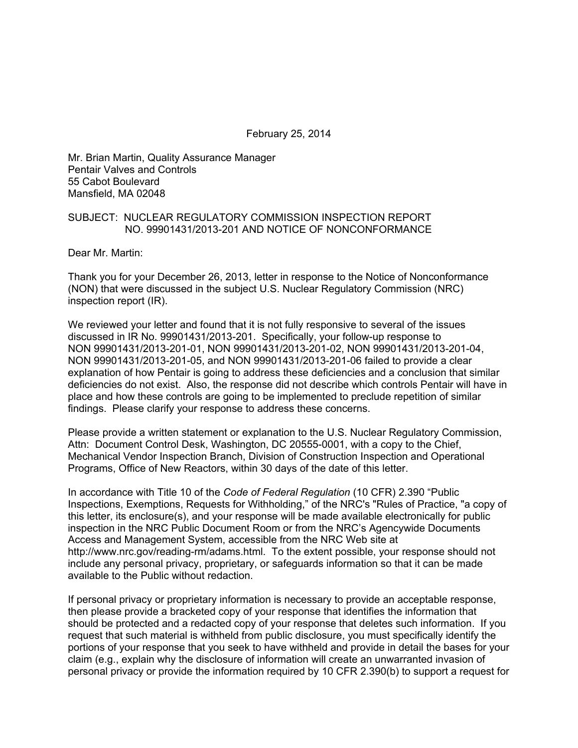February 25, 2014

Mr. Brian Martin, Quality Assurance Manager
Pentair Valves and Controls
55 Cabot Boulevard
Mansfield, MA 02048

SUBJECT: NUCLEAR REGULATORY COMMISSION INSPECTION REPORT NO. 99901431/2013-201 AND NOTICE OF NONCONFORMANCE

Dear Mr. Martin:

Thank you for your December 26, 2013, letter in response to the Notice of Nonconformance (NON) that were discussed in the subject U.S. Nuclear Regulatory Commission (NRC) inspection report (IR).

We reviewed your letter and found that it is not fully responsive to several of the issues discussed in IR No. 99901431/2013-201. Specifically, your follow-up response to NON 99901431/2013-201-01, NON 99901431/2013-201-02, NON 99901431/2013-201-04, NON 99901431/2013-201-05, and NON 99901431/2013-201-06 failed to provide a clear explanation of how Pentair is going to address these deficiencies and a conclusion that similar deficiencies do not exist. Also, the response did not describe which controls Pentair will have in place and how these controls are going to be implemented to preclude repetition of similar findings. Please clarify your response to address these concerns.

Please provide a written statement or explanation to the U.S. Nuclear Regulatory Commission, Attn: Document Control Desk, Washington, DC 20555-0001, with a copy to the Chief, Mechanical Vendor Inspection Branch, Division of Construction Inspection and Operational Programs, Office of New Reactors, within 30 days of the date of this letter.

In accordance with Title 10 of the *Code of Federal Regulation* (10 CFR) 2.390 "Public Inspections, Exemptions, Requests for Withholding," of the NRC's "Rules of Practice, "a copy of this letter, its enclosure(s), and your response will be made available electronically for public inspection in the NRC Public Document Room or from the NRC's Agencywide Documents Access and Management System, accessible from the NRC Web site at http://www.nrc.gov/reading-rm/adams.html. To the extent possible, your response should not include any personal privacy, proprietary, or safeguards information so that it can be made available to the Public without redaction.

If personal privacy or proprietary information is necessary to provide an acceptable response, then please provide a bracketed copy of your response that identifies the information that should be protected and a redacted copy of your response that deletes such information. If you request that such material is withheld from public disclosure, you must specifically identify the portions of your response that you seek to have withheld and provide in detail the bases for your claim (e.g., explain why the disclosure of information will create an unwarranted invasion of personal privacy or provide the information required by 10 CFR 2.390(b) to support a request for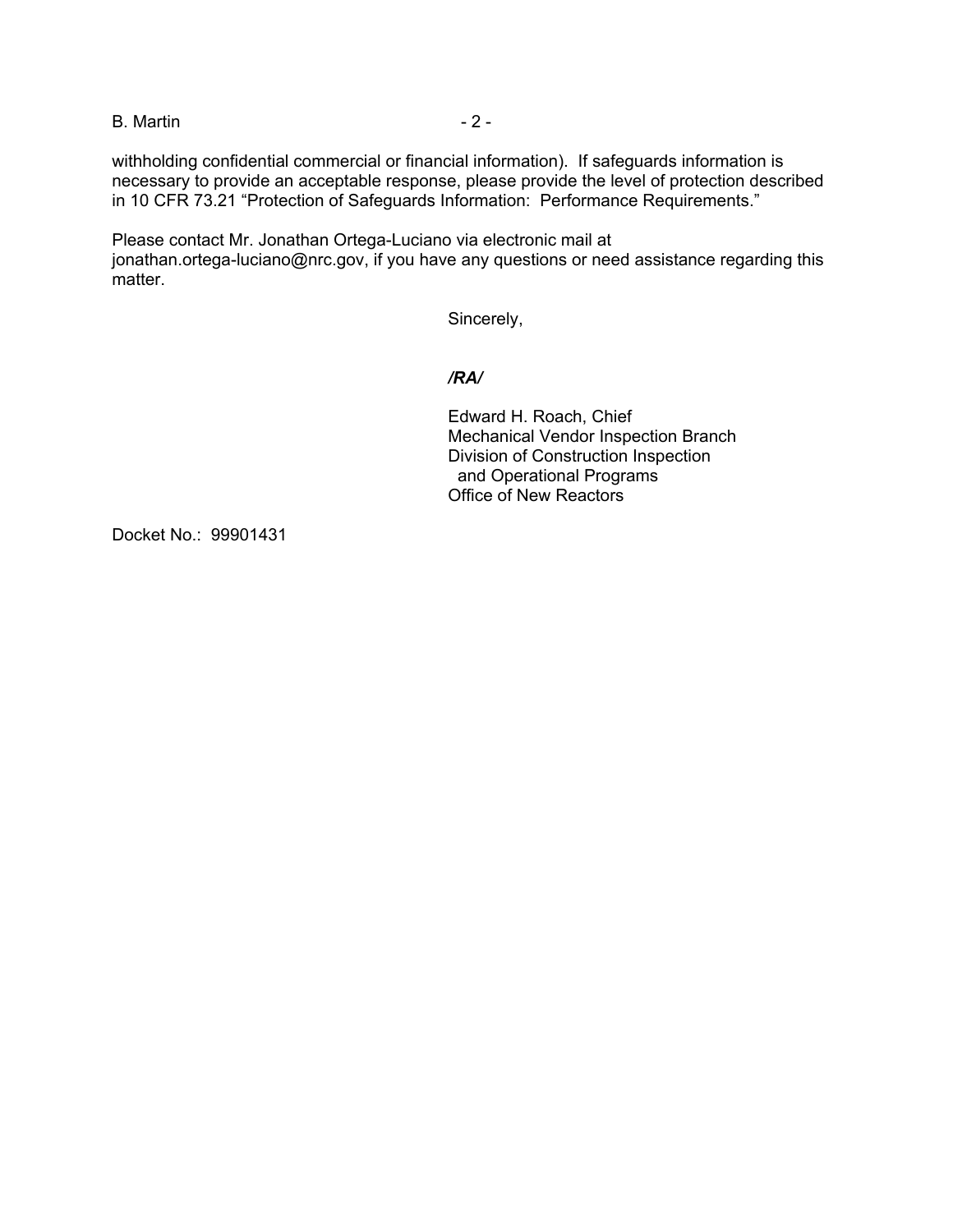withholding confidential commercial or financial information). If safeguards information is necessary to provide an acceptable response, please provide the level of protection described in 10 CFR 73.21 "Protection of Safeguards Information: Performance Requirements."

Please contact Mr. Jonathan Ortega-Luciano via electronic mail at jonathan.ortega-luciano@nrc.gov, if you have any questions or need assistance regarding this matter.

Sincerely,

***/RA/***

Edward H. Roach, Chief
Mechanical Vendor Inspection Branch
Division of Construction Inspection
and Operational Programs
Office of New Reactors

Docket No.: 99901431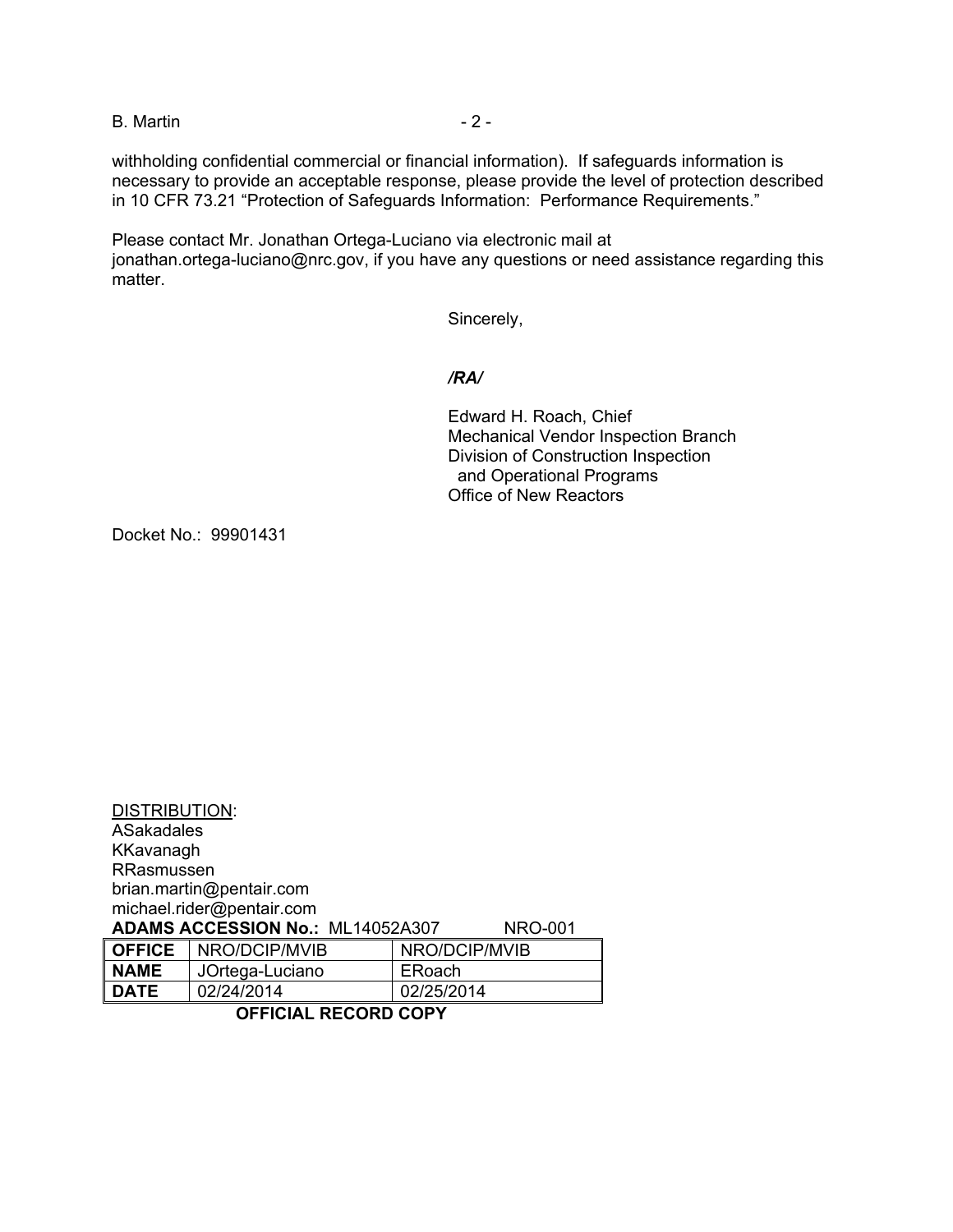withholding confidential commercial or financial information). If safeguards information is necessary to provide an acceptable response, please provide the level of protection described in 10 CFR 73.21 "Protection of Safeguards Information: Performance Requirements."

Please contact Mr. Jonathan Ortega-Luciano via electronic mail at jonathan.ortega-luciano@nrc.gov, if you have any questions or need assistance regarding this matter.

Sincerely,

*/RA/*

Edward H. Roach, Chief
Mechanical Vendor Inspection Branch
Division of Construction Inspection
and Operational Programs
Office of New Reactors

Docket No.: 99901431

DISTRIBUTION:
ASakadales
KKavanagh
RRasmussen
brian.martin@pentair.com
michael.rider@pentair.com

**ADAMS ACCESSION No.:** ML14052A307 NRO-001

| | | |
|---|---|---|
| **OFFICE** | NRO/DCIP/MVIB | NRO/DCIP/MVIB |
| **NAME** | JOrtega-Luciano | ERoach |
| **DATE** | 02/24/2014 | 02/25/2014 |

**OFFICIAL RECORD COPY**